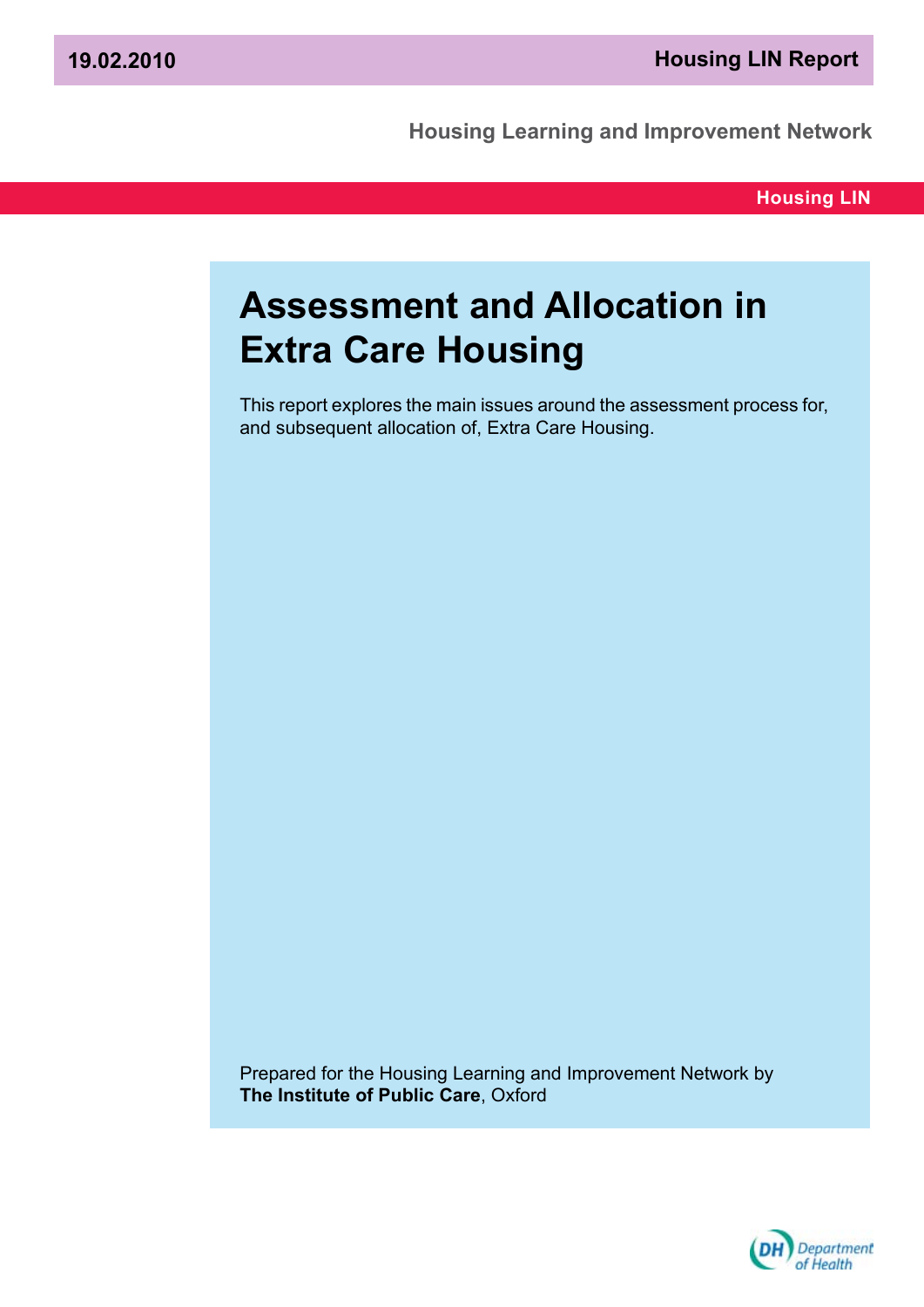19.02.2010 **Housing LIN Report**

**Housing Learning and Improvement Network**

**Housing LIN**

# Assessment and Allocation in Extra Care Housing

This report explores the main issues around the assessment process for, and subsequent allocation of, Extra Care Housing.

Prepared for the Housing Learning and Improvement Network by **The Institute of Public Care**, Oxford

DH Department of Health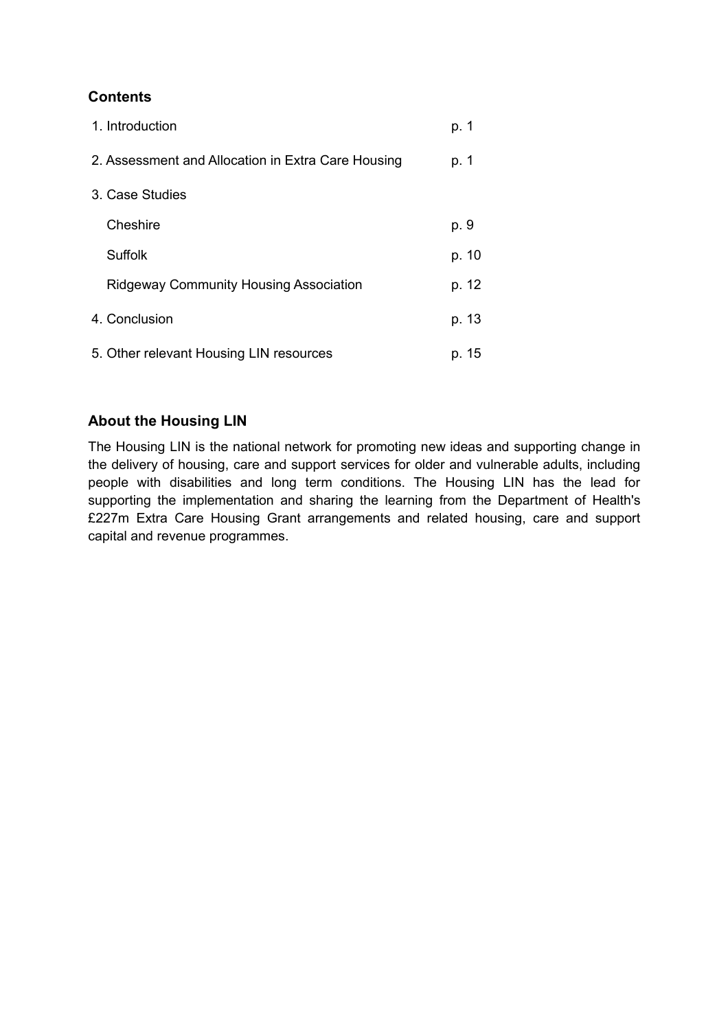## Contents

| | |
|---|---|
| 1. Introduction | p. 1 |
| 2. Assessment and Allocation in Extra Care Housing | p. 1 |
| 3. Case Studies | |
| Cheshire | p. 9 |
| Suffolk | p. 10 |
| Ridgeway Community Housing Association | p. 12 |
| 4. Conclusion | p. 13 |
| 5. Other relevant Housing LIN resources | p. 15 |

## About the Housing LIN

The Housing LIN is the national network for promoting new ideas and supporting change in the delivery of housing, care and support services for older and vulnerable adults, including people with disabilities and long term conditions. The Housing LIN has the lead for supporting the implementation and sharing the learning from the Department of Health's £227m Extra Care Housing Grant arrangements and related housing, care and support capital and revenue programmes.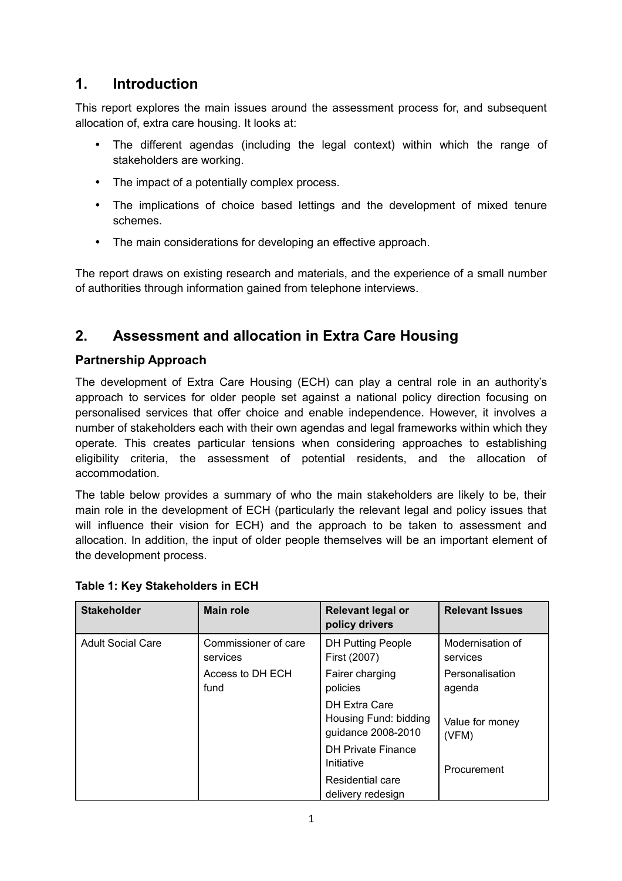## 1. Introduction

This report explores the main issues around the assessment process for, and subsequent allocation of, extra care housing. It looks at:

- The different agendas (including the legal context) within which the range of stakeholders are working.
- The impact of a potentially complex process.
- The implications of choice based lettings and the development of mixed tenure schemes.
- The main considerations for developing an effective approach.

The report draws on existing research and materials, and the experience of a small number of authorities through information gained from telephone interviews.

## 2. Assessment and allocation in Extra Care Housing

### Partnership Approach

The development of Extra Care Housing (ECH) can play a central role in an authority's approach to services for older people set against a national policy direction focusing on personalised services that offer choice and enable independence. However, it involves a number of stakeholders each with their own agendas and legal frameworks within which they operate. This creates particular tensions when considering approaches to establishing eligibility criteria, the assessment of potential residents, and the allocation of accommodation.

The table below provides a summary of who the main stakeholders are likely to be, their main role in the development of ECH (particularly the relevant legal and policy issues that will influence their vision for ECH) and the approach to be taken to assessment and allocation. In addition, the input of older people themselves will be an important element of the development process.

**Table 1: Key Stakeholders in ECH**

| Stakeholder | Main role | Relevant legal or policy drivers | Relevant Issues |
| --- | --- | --- | --- |
| Adult Social Care | Commissioner of care services<br>Access to DH ECH fund | DH Putting People First (2007)<br>Fairer charging policies<br>DH Extra Care Housing Fund: bidding guidance 2008-2010<br>DH Private Finance Initiative<br>Residential care delivery redesign | Modernisation of services<br>Personalisation agenda<br>Value for money (VFM)<br>Procurement |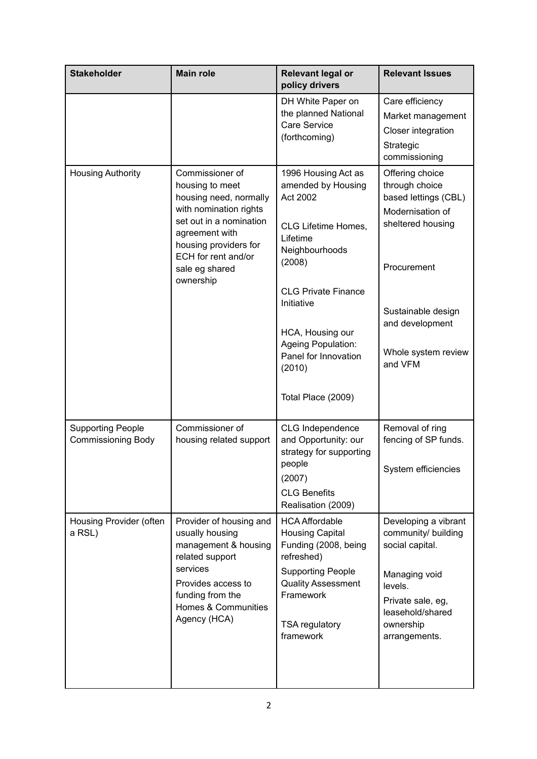| Stakeholder | Main role | Relevant legal or policy drivers | Relevant Issues |
|---|---|---|---|
| | | DH White Paper on the planned National Care Service (forthcoming) | Care efficiency<br>Market management<br>Closer integration<br>Strategic commissioning |
| Housing Authority | Commissioner of housing to meet housing need, normally with nomination rights set out in a nomination agreement with housing providers for ECH for rent and/or sale eg shared ownership | 1996 Housing Act as amended by Housing Act 2002<br><br>CLG Lifetime Homes, Lifetime Neighbourhoods (2008)<br><br>CLG Private Finance Initiative<br><br>HCA, Housing our Ageing Population: Panel for Innovation (2010)<br><br>Total Place (2009) | Offering choice through choice based lettings (CBL)<br>Modernisation of sheltered housing<br><br>Procurement<br><br>Sustainable design and development<br><br>Whole system review and VFM |
| Supporting People Commissioning Body | Commissioner of housing related support | CLG Independence and Opportunity: our strategy for supporting people (2007)<br>CLG Benefits Realisation (2009) | Removal of ring fencing of SP funds.<br><br>System efficiencies |
| Housing Provider (often a RSL) | Provider of housing and usually housing management & housing related support services<br>Provides access to funding from the Homes & Communities Agency (HCA) | HCA Affordable Housing Capital Funding (2008, being refreshed)<br>Supporting People Quality Assessment Framework<br><br>TSA regulatory framework | Developing a vibrant community/ building social capital.<br><br>Managing void levels.<br>Private sale, eg, leasehold/shared ownership arrangements. |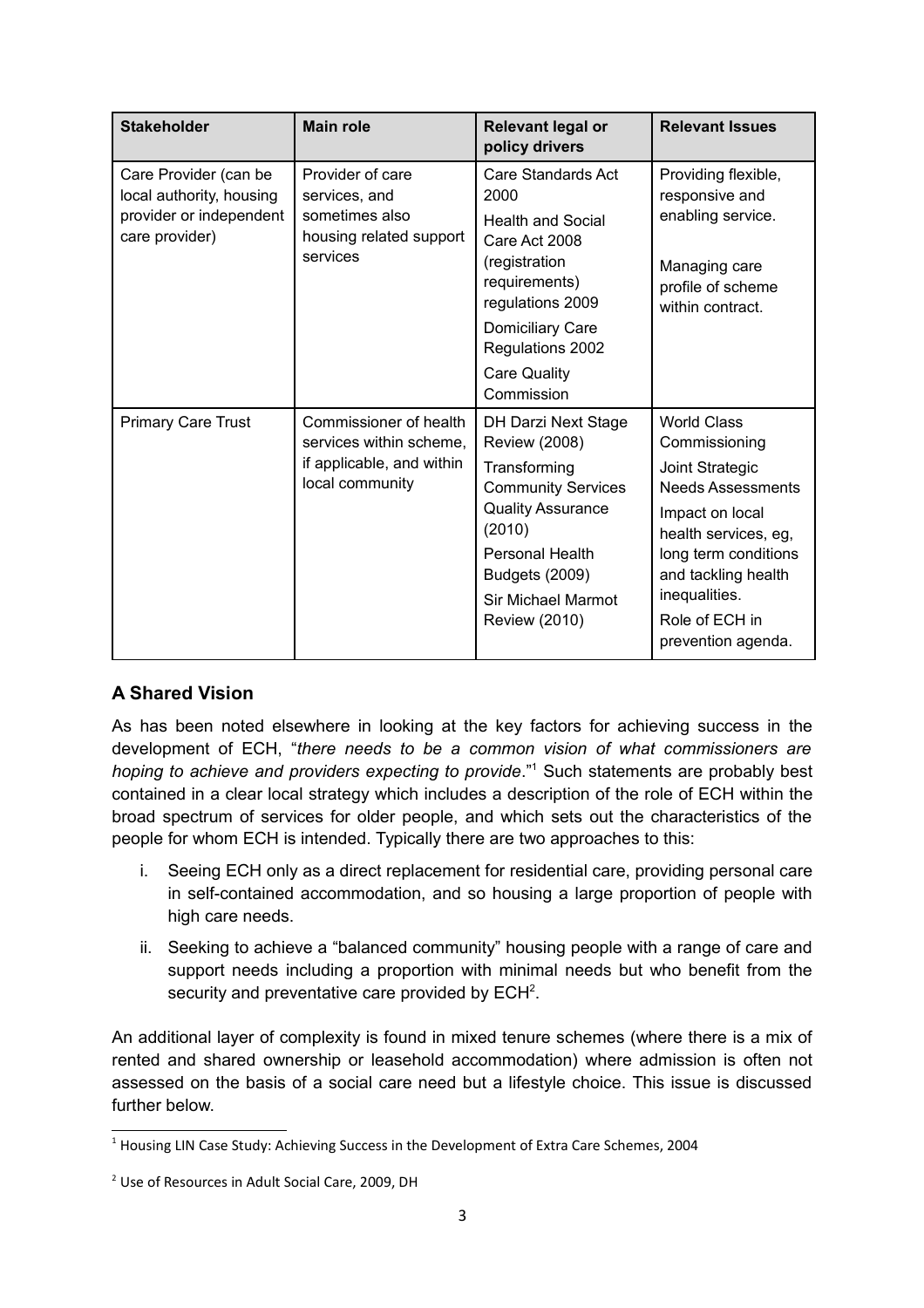| Stakeholder | Main role | Relevant legal or policy drivers | Relevant Issues |
| --- | --- | --- | --- |
| Care Provider (can be local authority, housing provider or independent care provider) | Provider of care services, and sometimes also housing related support services | Care Standards Act 2000<br><br>Health and Social Care Act 2008 (registration requirements) regulations 2009<br><br>Domiciliary Care Regulations 2002<br><br>Care Quality Commission | Providing flexible, responsive and enabling service.<br><br>Managing care profile of scheme within contract. |
| Primary Care Trust | Commissioner of health services within scheme, if applicable, and within local community | DH Darzi Next Stage Review (2008)<br><br>Transforming Community Services Quality Assurance (2010)<br><br>Personal Health Budgets (2009)<br><br>Sir Michael Marmot Review (2010) | World Class Commissioning<br><br>Joint Strategic Needs Assessments<br><br>Impact on local health services, eg, long term conditions and tackling health inequalities.<br><br>Role of ECH in prevention agenda. |

## A Shared Vision

As has been noted elsewhere in looking at the key factors for achieving success in the development of ECH, "*there needs to be a common vision of what commissioners are hoping to achieve and providers expecting to provide*."[1] Such statements are probably best contained in a clear local strategy which includes a description of the role of ECH within the broad spectrum of services for older people, and which sets out the characteristics of the people for whom ECH is intended. Typically there are two approaches to this:

i. Seeing ECH only as a direct replacement for residential care, providing personal care in self-contained accommodation, and so housing a large proportion of people with high care needs.

ii. Seeking to achieve a "balanced community" housing people with a range of care and support needs including a proportion with minimal needs but who benefit from the security and preventative care provided by ECH[2].

An additional layer of complexity is found in mixed tenure schemes (where there is a mix of rented and shared ownership or leasehold accommodation) where admission is often not assessed on the basis of a social care need but a lifestyle choice. This issue is discussed further below.

---

[1] Housing LIN Case Study: Achieving Success in the Development of Extra Care Schemes, 2004

[2] Use of Resources in Adult Social Care, 2009, DH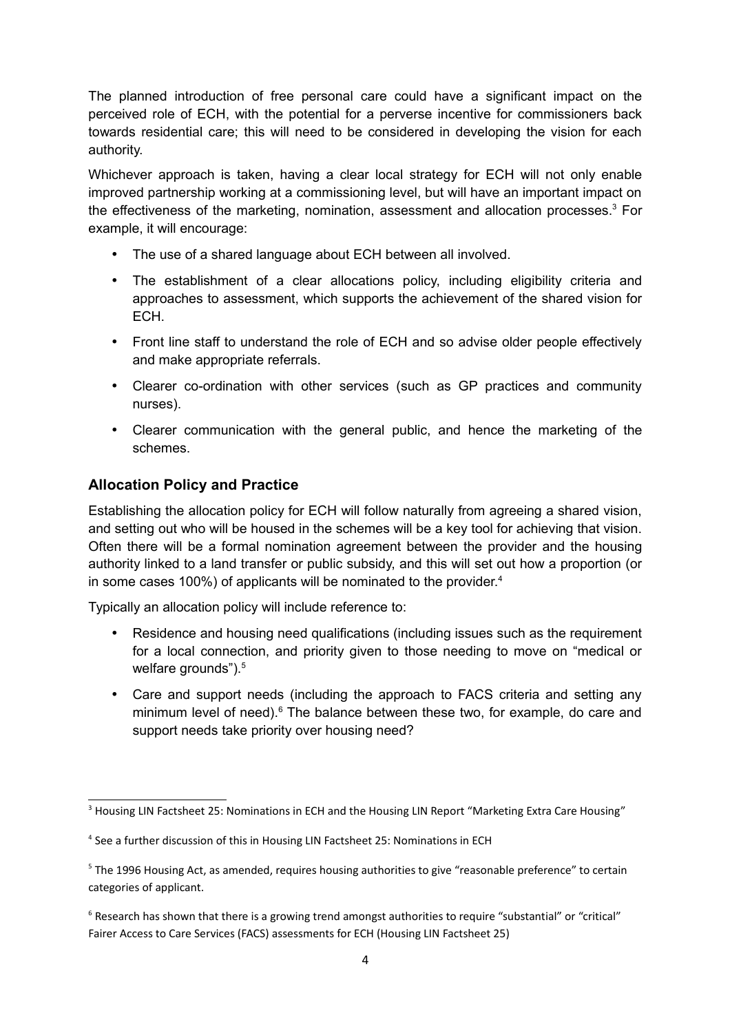The planned introduction of free personal care could have a significant impact on the perceived role of ECH, with the potential for a perverse incentive for commissioners back towards residential care; this will need to be considered in developing the vision for each authority.

Whichever approach is taken, having a clear local strategy for ECH will not only enable improved partnership working at a commissioning level, but will have an important impact on the effectiveness of the marketing, nomination, assessment and allocation processes.[3] For example, it will encourage:

- The use of a shared language about ECH between all involved.
- The establishment of a clear allocations policy, including eligibility criteria and approaches to assessment, which supports the achievement of the shared vision for ECH.
- Front line staff to understand the role of ECH and so advise older people effectively and make appropriate referrals.
- Clearer co-ordination with other services (such as GP practices and community nurses).
- Clearer communication with the general public, and hence the marketing of the schemes.

### Allocation Policy and Practice

Establishing the allocation policy for ECH will follow naturally from agreeing a shared vision, and setting out who will be housed in the schemes will be a key tool for achieving that vision. Often there will be a formal nomination agreement between the provider and the housing authority linked to a land transfer or public subsidy, and this will set out how a proportion (or in some cases 100%) of applicants will be nominated to the provider.[4]

Typically an allocation policy will include reference to:

- Residence and housing need qualifications (including issues such as the requirement for a local connection, and priority given to those needing to move on "medical or welfare grounds").[5]
- Care and support needs (including the approach to FACS criteria and setting any minimum level of need).[6] The balance between these two, for example, do care and support needs take priority over housing need?

---

[3] Housing LIN Factsheet 25: Nominations in ECH and the Housing LIN Report "Marketing Extra Care Housing"

[4] See a further discussion of this in Housing LIN Factsheet 25: Nominations in ECH

[5] The 1996 Housing Act, as amended, requires housing authorities to give "reasonable preference" to certain categories of applicant.

[6] Research has shown that there is a growing trend amongst authorities to require "substantial" or "critical" Fairer Access to Care Services (FACS) assessments for ECH (Housing LIN Factsheet 25)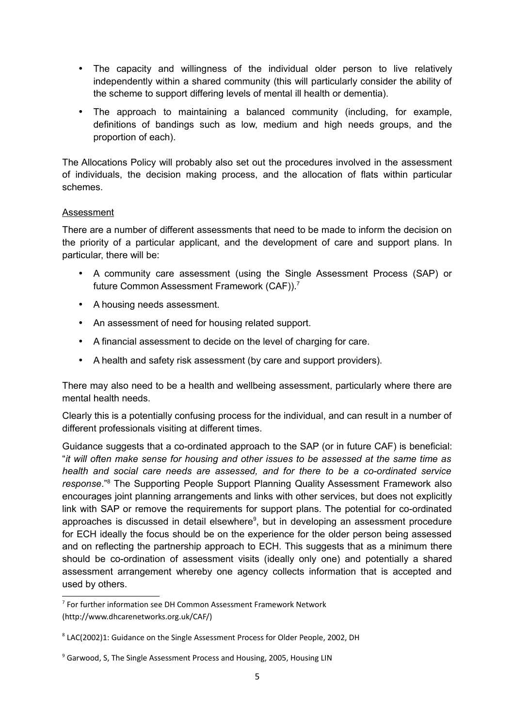- The capacity and willingness of the individual older person to live relatively independently within a shared community (this will particularly consider the ability of the scheme to support differing levels of mental ill health or dementia).
- The approach to maintaining a balanced community (including, for example, definitions of bandings such as low, medium and high needs groups, and the proportion of each).

The Allocations Policy will probably also set out the procedures involved in the assessment of individuals, the decision making process, and the allocation of flats within particular schemes.

Assessment

There are a number of different assessments that need to be made to inform the decision on the priority of a particular applicant, and the development of care and support plans. In particular, there will be:

- A community care assessment (using the Single Assessment Process (SAP) or future Common Assessment Framework (CAF)).[7]
- A housing needs assessment.
- An assessment of need for housing related support.
- A financial assessment to decide on the level of charging for care.
- A health and safety risk assessment (by care and support providers).

There may also need to be a health and wellbeing assessment, particularly where there are mental health needs.

Clearly this is a potentially confusing process for the individual, and can result in a number of different professionals visiting at different times.

Guidance suggests that a co-ordinated approach to the SAP (or in future CAF) is beneficial: "*it will often make sense for housing and other issues to be assessed at the same time as health and social care needs are assessed, and for there to be a co-ordinated service response*."[8] The Supporting People Support Planning Quality Assessment Framework also encourages joint planning arrangements and links with other services, but does not explicitly link with SAP or remove the requirements for support plans. The potential for co-ordinated approaches is discussed in detail elsewhere[9], but in developing an assessment procedure for ECH ideally the focus should be on the experience for the older person being assessed and on reflecting the partnership approach to ECH. This suggests that as a minimum there should be co-ordination of assessment visits (ideally only one) and potentially a shared assessment arrangement whereby one agency collects information that is accepted and used by others.

[7] For further information see DH Common Assessment Framework Network (http://www.dhcarenetworks.org.uk/CAF/)

[8] LAC(2002)1: Guidance on the Single Assessment Process for Older People, 2002, DH

[9] Garwood, S, The Single Assessment Process and Housing, 2005, Housing LIN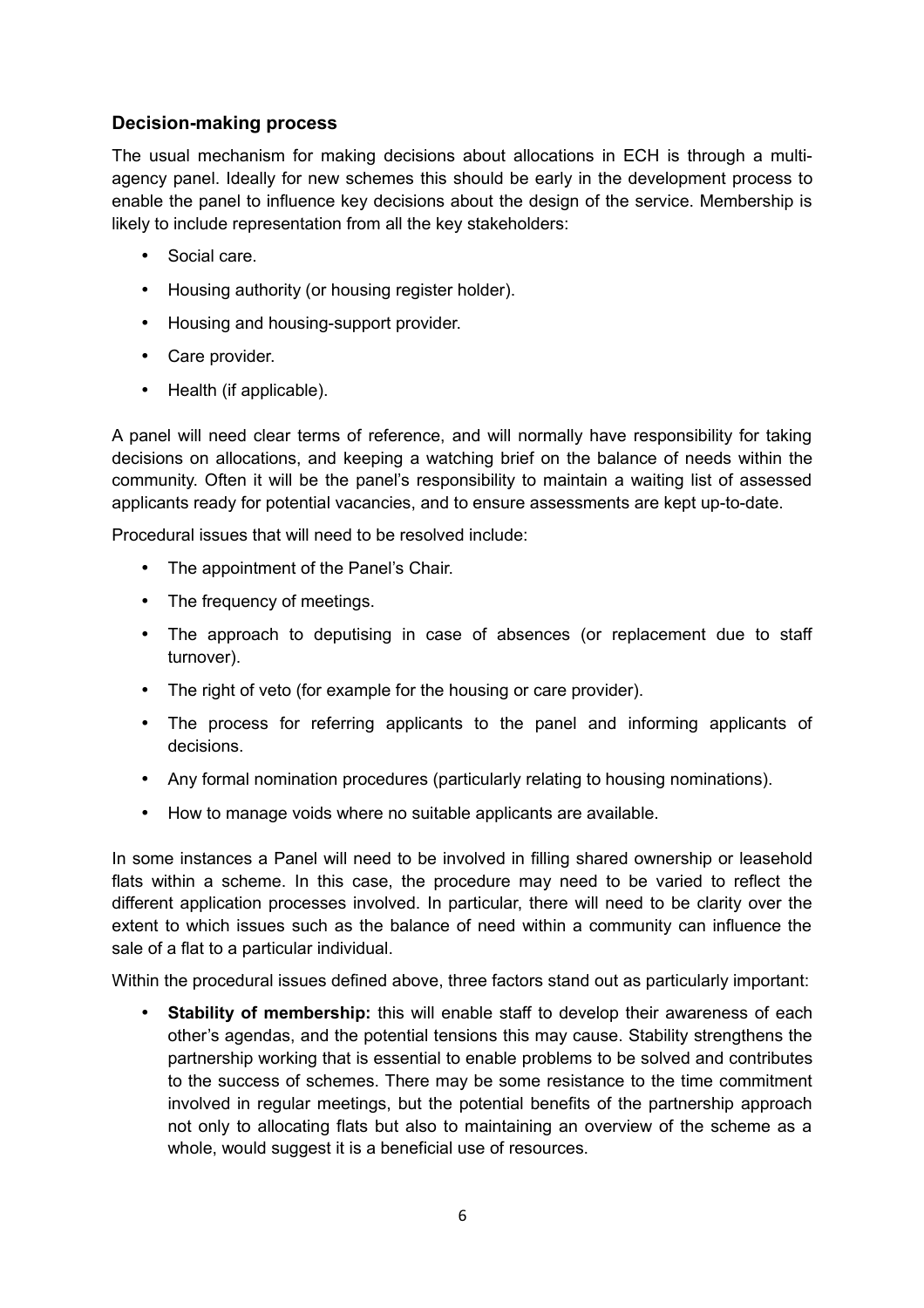## Decision-making process

The usual mechanism for making decisions about allocations in ECH is through a multi-agency panel. Ideally for new schemes this should be early in the development process to enable the panel to influence key decisions about the design of the service. Membership is likely to include representation from all the key stakeholders:

- Social care.
- Housing authority (or housing register holder).
- Housing and housing-support provider.
- Care provider.
- Health (if applicable).

A panel will need clear terms of reference, and will normally have responsibility for taking decisions on allocations, and keeping a watching brief on the balance of needs within the community. Often it will be the panel's responsibility to maintain a waiting list of assessed applicants ready for potential vacancies, and to ensure assessments are kept up-to-date.

Procedural issues that will need to be resolved include:

- The appointment of the Panel's Chair.
- The frequency of meetings.
- The approach to deputising in case of absences (or replacement due to staff turnover).
- The right of veto (for example for the housing or care provider).
- The process for referring applicants to the panel and informing applicants of decisions.
- Any formal nomination procedures (particularly relating to housing nominations).
- How to manage voids where no suitable applicants are available.

In some instances a Panel will need to be involved in filling shared ownership or leasehold flats within a scheme. In this case, the procedure may need to be varied to reflect the different application processes involved. In particular, there will need to be clarity over the extent to which issues such as the balance of need within a community can influence the sale of a flat to a particular individual.

Within the procedural issues defined above, three factors stand out as particularly important:

- **Stability of membership:** this will enable staff to develop their awareness of each other's agendas, and the potential tensions this may cause. Stability strengthens the partnership working that is essential to enable problems to be solved and contributes to the success of schemes. There may be some resistance to the time commitment involved in regular meetings, but the potential benefits of the partnership approach not only to allocating flats but also to maintaining an overview of the scheme as a whole, would suggest it is a beneficial use of resources.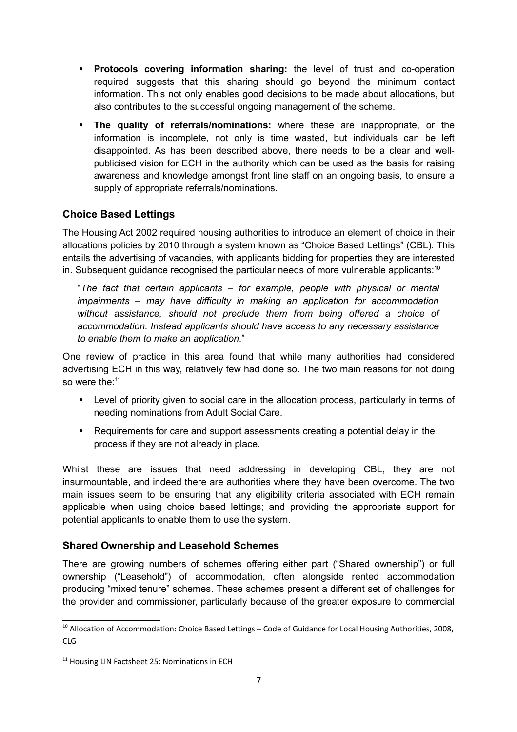- **Protocols covering information sharing:** the level of trust and co-operation required suggests that this sharing should go beyond the minimum contact information. This not only enables good decisions to be made about allocations, but also contributes to the successful ongoing management of the scheme.
- **The quality of referrals/nominations:** where these are inappropriate, or the information is incomplete, not only is time wasted, but individuals can be left disappointed. As has been described above, there needs to be a clear and well-publicised vision for ECH in the authority which can be used as the basis for raising awareness and knowledge amongst front line staff on an ongoing basis, to ensure a supply of appropriate referrals/nominations.

## Choice Based Lettings

The Housing Act 2002 required housing authorities to introduce an element of choice in their allocations policies by 2010 through a system known as "Choice Based Lettings" (CBL). This entails the advertising of vacancies, with applicants bidding for properties they are interested in. Subsequent guidance recognised the particular needs of more vulnerable applicants:[10]

> "*The fact that certain applicants – for example, people with physical or mental impairments – may have difficulty in making an application for accommodation without assistance, should not preclude them from being offered a choice of accommodation. Instead applicants should have access to any necessary assistance to enable them to make an application.*"

One review of practice in this area found that while many authorities had considered advertising ECH in this way, relatively few had done so. The two main reasons for not doing so were the:[11]

- Level of priority given to social care in the allocation process, particularly in terms of needing nominations from Adult Social Care.
- Requirements for care and support assessments creating a potential delay in the process if they are not already in place.

Whilst these are issues that need addressing in developing CBL, they are not insurmountable, and indeed there are authorities where they have been overcome. The two main issues seem to be ensuring that any eligibility criteria associated with ECH remain applicable when using choice based lettings; and providing the appropriate support for potential applicants to enable them to use the system.

## Shared Ownership and Leasehold Schemes

There are growing numbers of schemes offering either part ("Shared ownership") or full ownership ("Leasehold") of accommodation, often alongside rented accommodation producing "mixed tenure" schemes. These schemes present a different set of challenges for the provider and commissioner, particularly because of the greater exposure to commercial

---

[10] Allocation of Accommodation: Choice Based Lettings – Code of Guidance for Local Housing Authorities, 2008, CLG

[11] Housing LIN Factsheet 25: Nominations in ECH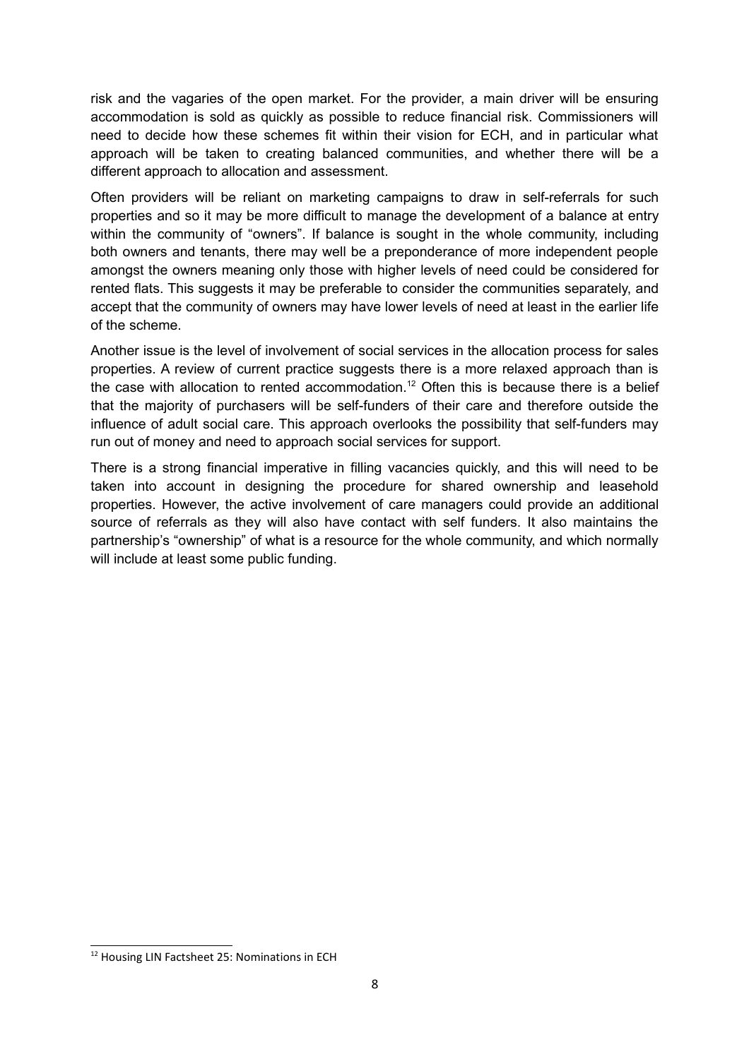risk and the vagaries of the open market. For the provider, a main driver will be ensuring accommodation is sold as quickly as possible to reduce financial risk. Commissioners will need to decide how these schemes fit within their vision for ECH, and in particular what approach will be taken to creating balanced communities, and whether there will be a different approach to allocation and assessment.

Often providers will be reliant on marketing campaigns to draw in self-referrals for such properties and so it may be more difficult to manage the development of a balance at entry within the community of "owners". If balance is sought in the whole community, including both owners and tenants, there may well be a preponderance of more independent people amongst the owners meaning only those with higher levels of need could be considered for rented flats. This suggests it may be preferable to consider the communities separately, and accept that the community of owners may have lower levels of need at least in the earlier life of the scheme.

Another issue is the level of involvement of social services in the allocation process for sales properties. A review of current practice suggests there is a more relaxed approach than is the case with allocation to rented accommodation.[12] Often this is because there is a belief that the majority of purchasers will be self-funders of their care and therefore outside the influence of adult social care. This approach overlooks the possibility that self-funders may run out of money and need to approach social services for support.

There is a strong financial imperative in filling vacancies quickly, and this will need to be taken into account in designing the procedure for shared ownership and leasehold properties. However, the active involvement of care managers could provide an additional source of referrals as they will also have contact with self funders. It also maintains the partnership's "ownership" of what is a resource for the whole community, and which normally will include at least some public funding.

---

[12] Housing LIN Factsheet 25: Nominations in ECH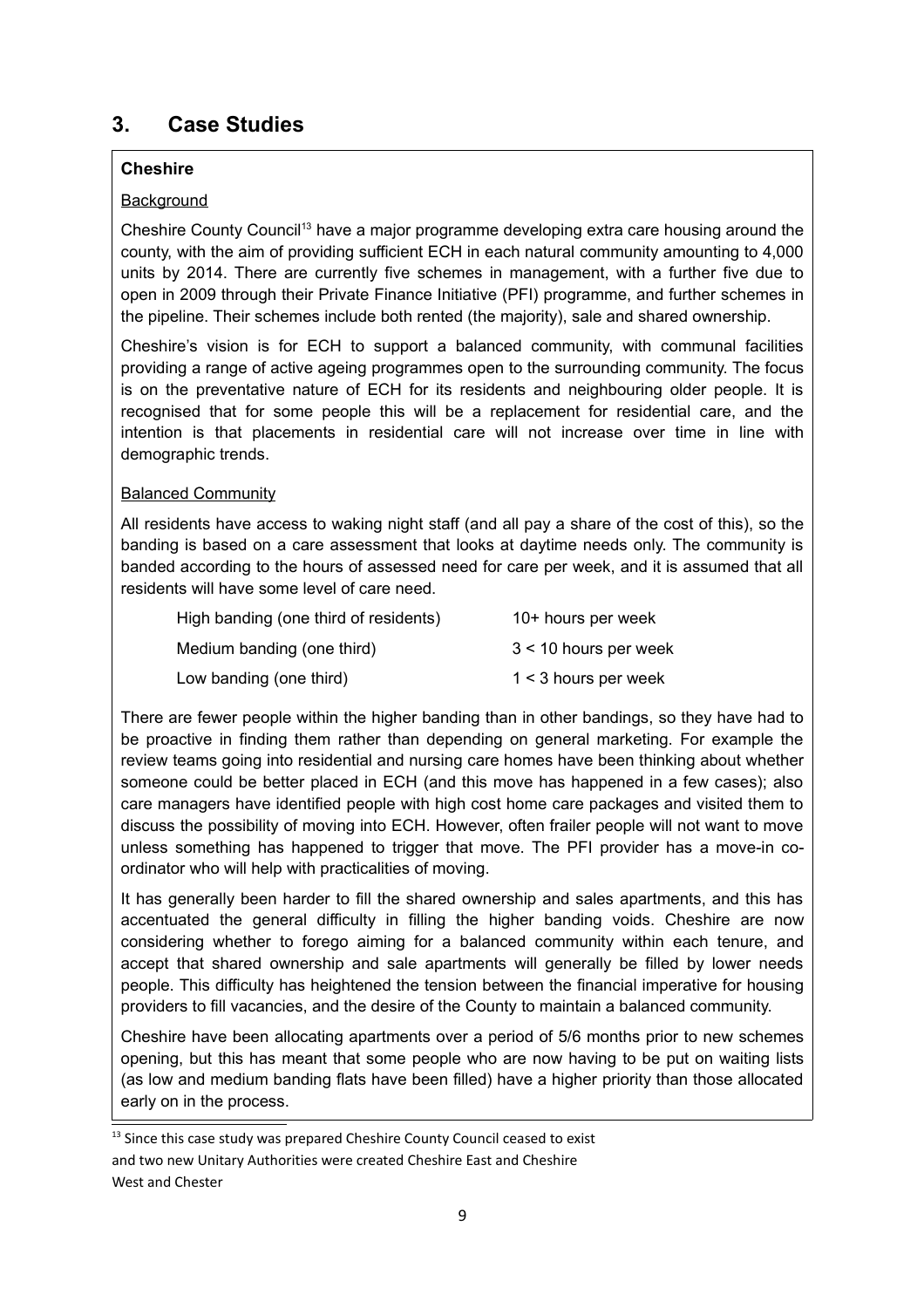## 3. Case Studies

### Cheshire

Background

Cheshire County Council[13] have a major programme developing extra care housing around the county, with the aim of providing sufficient ECH in each natural community amounting to 4,000 units by 2014. There are currently five schemes in management, with a further five due to open in 2009 through their Private Finance Initiative (PFI) programme, and further schemes in the pipeline. Their schemes include both rented (the majority), sale and shared ownership.

Cheshire's vision is for ECH to support a balanced community, with communal facilities providing a range of active ageing programmes open to the surrounding community. The focus is on the preventative nature of ECH for its residents and neighbouring older people. It is recognised that for some people this will be a replacement for residential care, and the intention is that placements in residential care will not increase over time in line with demographic trends.

Balanced Community

All residents have access to waking night staff (and all pay a share of the cost of this), so the banding is based on a care assessment that looks at daytime needs only. The community is banded according to the hours of assessed need for care per week, and it is assumed that all residents will have some level of care need.

| | |
|---|---|
| High banding (one third of residents) | 10+ hours per week |
| Medium banding (one third) | 3 < 10 hours per week |
| Low banding (one third) | 1 < 3 hours per week |

There are fewer people within the higher banding than in other bandings, so they have had to be proactive in finding them rather than depending on general marketing. For example the review teams going into residential and nursing care homes have been thinking about whether someone could be better placed in ECH (and this move has happened in a few cases); also care managers have identified people with high cost home care packages and visited them to discuss the possibility of moving into ECH. However, often frailer people will not want to move unless something has happened to trigger that move. The PFI provider has a move-in co-ordinator who will help with practicalities of moving.

It has generally been harder to fill the shared ownership and sales apartments, and this has accentuated the general difficulty in filling the higher banding voids. Cheshire are now considering whether to forego aiming for a balanced community within each tenure, and accept that shared ownership and sale apartments will generally be filled by lower needs people. This difficulty has heightened the tension between the financial imperative for housing providers to fill vacancies, and the desire of the County to maintain a balanced community.

Cheshire have been allocating apartments over a period of 5/6 months prior to new schemes opening, but this has meant that some people who are now having to be put on waiting lists (as low and medium banding flats have been filled) have a higher priority than those allocated early on in the process.

[13] Since this case study was prepared Cheshire County Council ceased to exist and two new Unitary Authorities were created Cheshire East and Cheshire West and Chester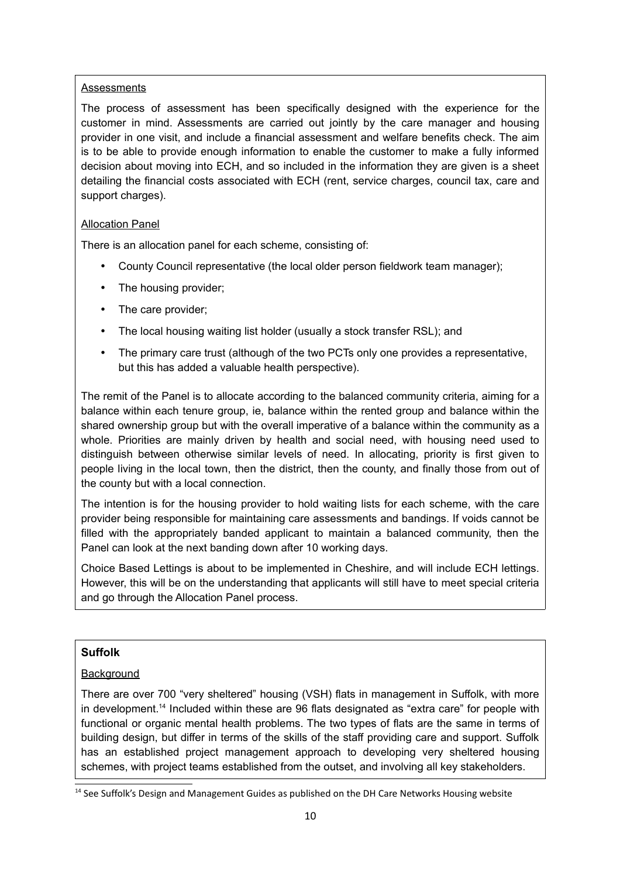Assessments

The process of assessment has been specifically designed with the experience for the customer in mind. Assessments are carried out jointly by the care manager and housing provider in one visit, and include a financial assessment and welfare benefits check. The aim is to be able to provide enough information to enable the customer to make a fully informed decision about moving into ECH, and so included in the information they are given is a sheet detailing the financial costs associated with ECH (rent, service charges, council tax, care and support charges).

Allocation Panel

There is an allocation panel for each scheme, consisting of:

- County Council representative (the local older person fieldwork team manager);
- The housing provider;
- The care provider;
- The local housing waiting list holder (usually a stock transfer RSL); and
- The primary care trust (although of the two PCTs only one provides a representative, but this has added a valuable health perspective).

The remit of the Panel is to allocate according to the balanced community criteria, aiming for a balance within each tenure group, ie, balance within the rented group and balance within the shared ownership group but with the overall imperative of a balance within the community as a whole. Priorities are mainly driven by health and social need, with housing need used to distinguish between otherwise similar levels of need. In allocating, priority is first given to people living in the local town, then the district, then the county, and finally those from out of the county but with a local connection.

The intention is for the housing provider to hold waiting lists for each scheme, with the care provider being responsible for maintaining care assessments and bandings. If voids cannot be filled with the appropriately banded applicant to maintain a balanced community, then the Panel can look at the next banding down after 10 working days.

Choice Based Lettings is about to be implemented in Cheshire, and will include ECH lettings. However, this will be on the understanding that applicants will still have to meet special criteria and go through the Allocation Panel process.

**Suffolk**

Background

There are over 700 "very sheltered" housing (VSH) flats in management in Suffolk, with more in development.[14] Included within these are 96 flats designated as "extra care" for people with functional or organic mental health problems. The two types of flats are the same in terms of building design, but differ in terms of the skills of the staff providing care and support. Suffolk has an established project management approach to developing very sheltered housing schemes, with project teams established from the outset, and involving all key stakeholders.

[14] See Suffolk's Design and Management Guides as published on the DH Care Networks Housing website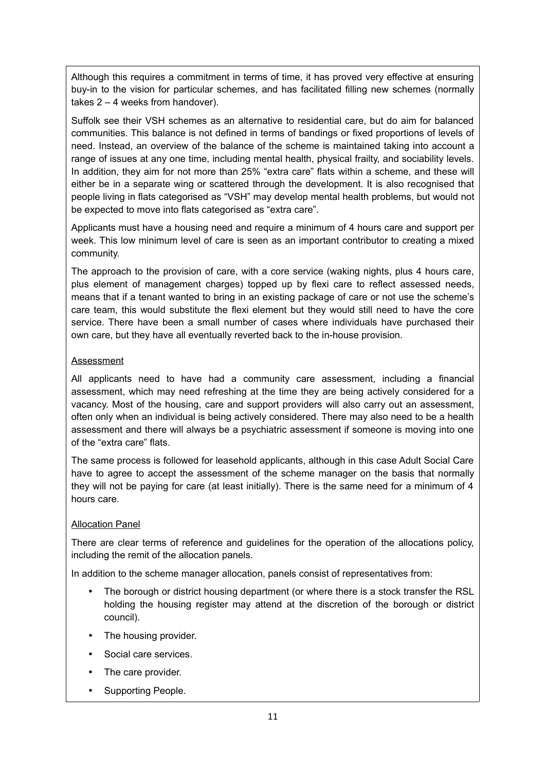Although this requires a commitment in terms of time, it has proved very effective at ensuring buy-in to the vision for particular schemes, and has facilitated filling new schemes (normally takes 2 – 4 weeks from handover).

Suffolk see their VSH schemes as an alternative to residential care, but do aim for balanced communities. This balance is not defined in terms of bandings or fixed proportions of levels of need. Instead, an overview of the balance of the scheme is maintained taking into account a range of issues at any one time, including mental health, physical frailty, and sociability levels. In addition, they aim for not more than 25% "extra care" flats within a scheme, and these will either be in a separate wing or scattered through the development. It is also recognised that people living in flats categorised as "VSH" may develop mental health problems, but would not be expected to move into flats categorised as "extra care".

Applicants must have a housing need and require a minimum of 4 hours care and support per week. This low minimum level of care is seen as an important contributor to creating a mixed community.

The approach to the provision of care, with a core service (waking nights, plus 4 hours care, plus element of management charges) topped up by flexi care to reflect assessed needs, means that if a tenant wanted to bring in an existing package of care or not use the scheme's care team, this would substitute the flexi element but they would still need to have the core service. There have been a small number of cases where individuals have purchased their own care, but they have all eventually reverted back to the in-house provision.

<u>Assessment</u>

All applicants need to have had a community care assessment, including a financial assessment, which may need refreshing at the time they are being actively considered for a vacancy. Most of the housing, care and support providers will also carry out an assessment, often only when an individual is being actively considered. There may also need to be a health assessment and there will always be a psychiatric assessment if someone is moving into one of the "extra care" flats.

The same process is followed for leasehold applicants, although in this case Adult Social Care have to agree to accept the assessment of the scheme manager on the basis that normally they will not be paying for care (at least initially). There is the same need for a minimum of 4 hours care.

<u>Allocation Panel</u>

There are clear terms of reference and guidelines for the operation of the allocations policy, including the remit of the allocation panels.

In addition to the scheme manager allocation, panels consist of representatives from:

- The borough or district housing department (or where there is a stock transfer the RSL holding the housing register may attend at the discretion of the borough or district council).
- The housing provider.
- Social care services.
- The care provider.
- Supporting People.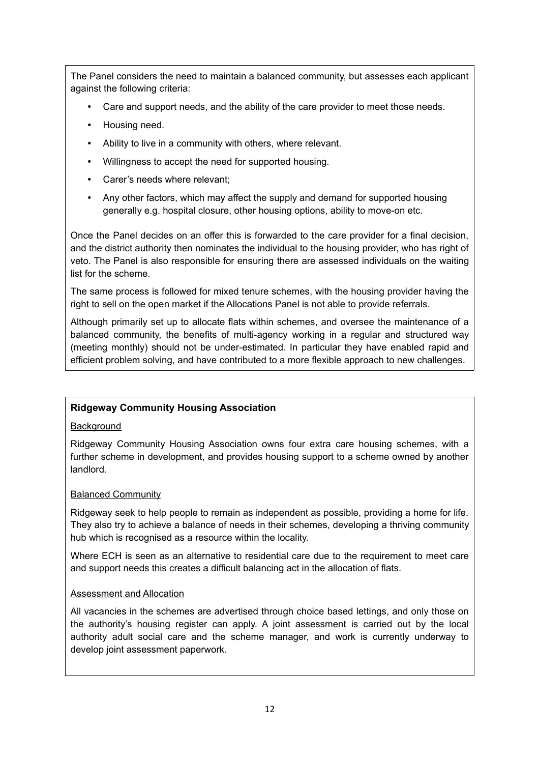The Panel considers the need to maintain a balanced community, but assesses each applicant against the following criteria:

- Care and support needs, and the ability of the care provider to meet those needs.
- Housing need.
- Ability to live in a community with others, where relevant.
- Willingness to accept the need for supported housing.
- Carer's needs where relevant;
- Any other factors, which may affect the supply and demand for supported housing generally e.g. hospital closure, other housing options, ability to move-on etc.

Once the Panel decides on an offer this is forwarded to the care provider for a final decision, and the district authority then nominates the individual to the housing provider, who has right of veto. The Panel is also responsible for ensuring there are assessed individuals on the waiting list for the scheme.

The same process is followed for mixed tenure schemes, with the housing provider having the right to sell on the open market if the Allocations Panel is not able to provide referrals.

Although primarily set up to allocate flats within schemes, and oversee the maintenance of a balanced community, the benefits of multi-agency working in a regular and structured way (meeting monthly) should not be under-estimated. In particular they have enabled rapid and efficient problem solving, and have contributed to a more flexible approach to new challenges.

**Ridgeway Community Housing Association**

Background

Ridgeway Community Housing Association owns four extra care housing schemes, with a further scheme in development, and provides housing support to a scheme owned by another landlord.

Balanced Community

Ridgeway seek to help people to remain as independent as possible, providing a home for life. They also try to achieve a balance of needs in their schemes, developing a thriving community hub which is recognised as a resource within the locality.

Where ECH is seen as an alternative to residential care due to the requirement to meet care and support needs this creates a difficult balancing act in the allocation of flats.

Assessment and Allocation

All vacancies in the schemes are advertised through choice based lettings, and only those on the authority's housing register can apply. A joint assessment is carried out by the local authority adult social care and the scheme manager, and work is currently underway to develop joint assessment paperwork.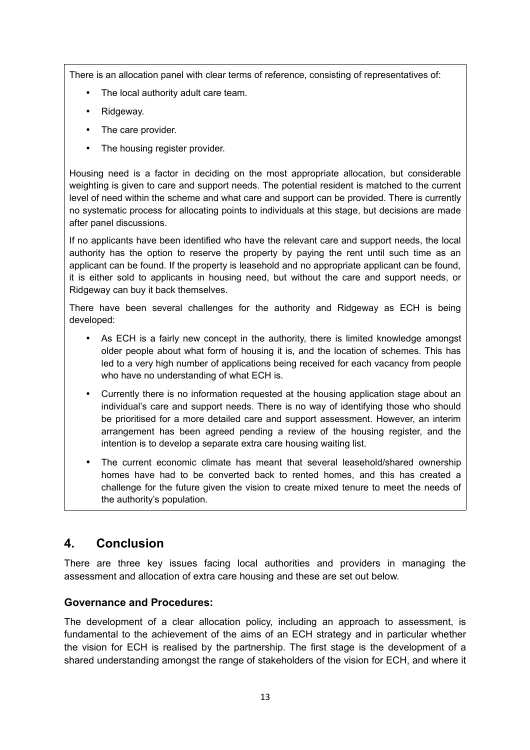There is an allocation panel with clear terms of reference, consisting of representatives of:

- The local authority adult care team.
- Ridgeway.
- The care provider.
- The housing register provider.

Housing need is a factor in deciding on the most appropriate allocation, but considerable weighting is given to care and support needs. The potential resident is matched to the current level of need within the scheme and what care and support can be provided. There is currently no systematic process for allocating points to individuals at this stage, but decisions are made after panel discussions.

If no applicants have been identified who have the relevant care and support needs, the local authority has the option to reserve the property by paying the rent until such time as an applicant can be found. If the property is leasehold and no appropriate applicant can be found, it is either sold to applicants in housing need, but without the care and support needs, or Ridgeway can buy it back themselves.

There have been several challenges for the authority and Ridgeway as ECH is being developed:

- As ECH is a fairly new concept in the authority, there is limited knowledge amongst older people about what form of housing it is, and the location of schemes. This has led to a very high number of applications being received for each vacancy from people who have no understanding of what ECH is.
- Currently there is no information requested at the housing application stage about an individual's care and support needs. There is no way of identifying those who should be prioritised for a more detailed care and support assessment. However, an interim arrangement has been agreed pending a review of the housing register, and the intention is to develop a separate extra care housing waiting list.
- The current economic climate has meant that several leasehold/shared ownership homes have had to be converted back to rented homes, and this has created a challenge for the future given the vision to create mixed tenure to meet the needs of the authority's population.

## 4. Conclusion

There are three key issues facing local authorities and providers in managing the assessment and allocation of extra care housing and these are set out below.

### Governance and Procedures:

The development of a clear allocation policy, including an approach to assessment, is fundamental to the achievement of the aims of an ECH strategy and in particular whether the vision for ECH is realised by the partnership. The first stage is the development of a shared understanding amongst the range of stakeholders of the vision for ECH, and where it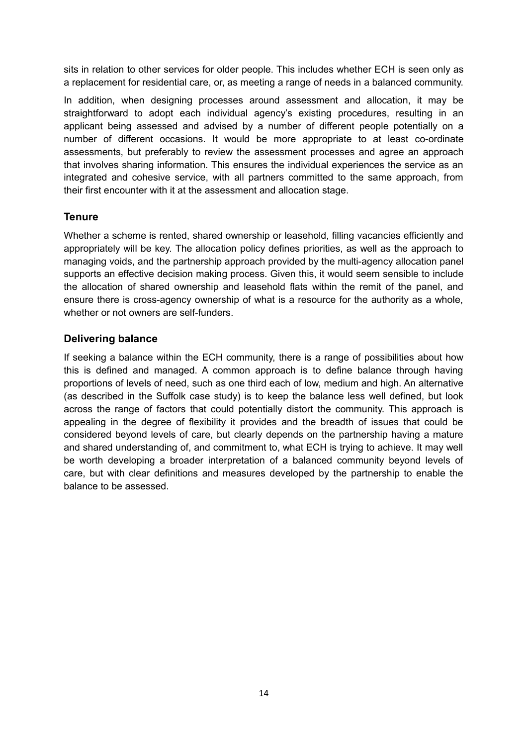sits in relation to other services for older people. This includes whether ECH is seen only as a replacement for residential care, or, as meeting a range of needs in a balanced community.

In addition, when designing processes around assessment and allocation, it may be straightforward to adopt each individual agency's existing procedures, resulting in an applicant being assessed and advised by a number of different people potentially on a number of different occasions. It would be more appropriate to at least co-ordinate assessments, but preferably to review the assessment processes and agree an approach that involves sharing information. This ensures the individual experiences the service as an integrated and cohesive service, with all partners committed to the same approach, from their first encounter with it at the assessment and allocation stage.

### Tenure

Whether a scheme is rented, shared ownership or leasehold, filling vacancies efficiently and appropriately will be key. The allocation policy defines priorities, as well as the approach to managing voids, and the partnership approach provided by the multi-agency allocation panel supports an effective decision making process. Given this, it would seem sensible to include the allocation of shared ownership and leasehold flats within the remit of the panel, and ensure there is cross-agency ownership of what is a resource for the authority as a whole, whether or not owners are self-funders.

### Delivering balance

If seeking a balance within the ECH community, there is a range of possibilities about how this is defined and managed. A common approach is to define balance through having proportions of levels of need, such as one third each of low, medium and high. An alternative (as described in the Suffolk case study) is to keep the balance less well defined, but look across the range of factors that could potentially distort the community. This approach is appealing in the degree of flexibility it provides and the breadth of issues that could be considered beyond levels of care, but clearly depends on the partnership having a mature and shared understanding of, and commitment to, what ECH is trying to achieve. It may well be worth developing a broader interpretation of a balanced community beyond levels of care, but with clear definitions and measures developed by the partnership to enable the balance to be assessed.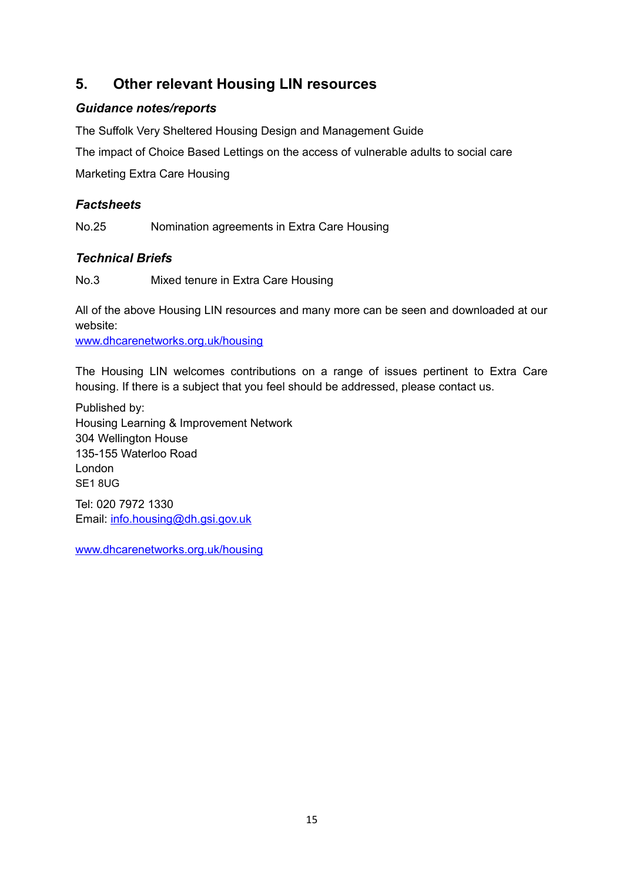## 5. Other relevant Housing LIN resources

### *Guidance notes/reports*

The Suffolk Very Sheltered Housing Design and Management Guide

The impact of Choice Based Lettings on the access of vulnerable adults to social care

Marketing Extra Care Housing

### *Factsheets*

No.25 Nomination agreements in Extra Care Housing

### *Technical Briefs*

No.3 Mixed tenure in Extra Care Housing

All of the above Housing LIN resources and many more can be seen and downloaded at our website:
[www.dhcarenetworks.org.uk/housing](http://www.dhcarenetworks.org.uk/housing)

The Housing LIN welcomes contributions on a range of issues pertinent to Extra Care housing. If there is a subject that you feel should be addressed, please contact us.

Published by:
Housing Learning & Improvement Network
304 Wellington House
135-155 Waterloo Road
London
SE1 8UG

Tel: 020 7972 1330
Email: [info.housing@dh.gsi.gov.uk](mailto:info.housing@dh.gsi.gov.uk)

[www.dhcarenetworks.org.uk/housing](http://www.dhcarenetworks.org.uk/housing)